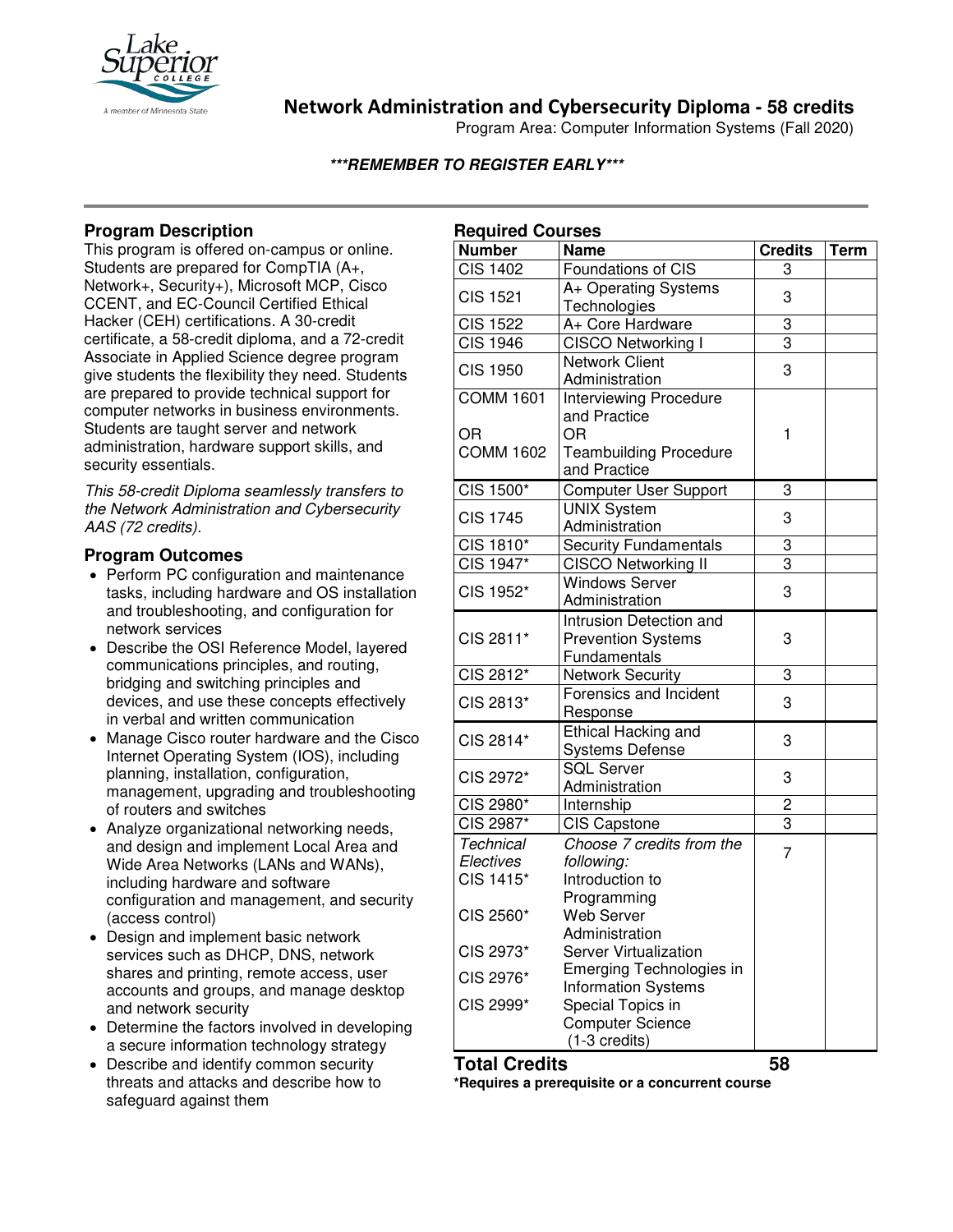# Network Administration and Cybersecurity Diploma - 58 credits

Program Area: Computer Information Systems (Fall 2020)

***REMEMBER TO REGISTER EARLY***

## Program Description

This program is offered on-campus or online. Students are prepared for CompTIA (A+, Network+, Security+), Microsoft MCP, Cisco CCENT, and EC-Council Certified Ethical Hacker (CEH) certifications. A 30-credit certificate, a 58-credit diploma, and a 72-credit Associate in Applied Science degree program give students the flexibility they need. Students are prepared to provide technical support for computer networks in business environments. Students are taught server and network administration, hardware support skills, and security essentials.

*This 58-credit Diploma seamlessly transfers to the Network Administration and Cybersecurity AAS (72 credits).*

## Program Outcomes

- Perform PC configuration and maintenance tasks, including hardware and OS installation and troubleshooting, and configuration for network services
- Describe the OSI Reference Model, layered communications principles, and routing, bridging and switching principles and devices, and use these concepts effectively in verbal and written communication
- Manage Cisco router hardware and the Cisco Internet Operating System (IOS), including planning, installation, configuration, management, upgrading and troubleshooting of routers and switches
- Analyze organizational networking needs, and design and implement Local Area and Wide Area Networks (LANs and WANs), including hardware and software configuration and management, and security (access control)
- Design and implement basic network services such as DHCP, DNS, network shares and printing, remote access, user accounts and groups, and manage desktop and network security
- Determine the factors involved in developing a secure information technology strategy
- Describe and identify common security threats and attacks and describe how to safeguard against them

## Required Courses

| Number | Name | Credits | Term |
|---|---|---|---|
| CIS 1402 | Foundations of CIS | 3 | |
| CIS 1521 | A+ Operating Systems Technologies | 3 | |
| CIS 1522 | A+ Core Hardware | 3 | |
| CIS 1946 | CISCO Networking I | 3 | |
| CIS 1950 | Network Client Administration | 3 | |
| COMM 1601 OR COMM 1602 | Interviewing Procedure and Practice OR Teambuilding Procedure and Practice | 1 | |
| CIS 1500* | Computer User Support | 3 | |
| CIS 1745 | UNIX System Administration | 3 | |
| CIS 1810* | Security Fundamentals | 3 | |
| CIS 1947* | CISCO Networking II | 3 | |
| CIS 1952* | Windows Server Administration | 3 | |
| CIS 2811* | Intrusion Detection and Prevention Systems Fundamentals | 3 | |
| CIS 2812* | Network Security | 3 | |
| CIS 2813* | Forensics and Incident Response | 3 | |
| CIS 2814* | Ethical Hacking and Systems Defense | 3 | |
| CIS 2972* | SQL Server Administration | 3 | |
| CIS 2980* | Internship | 2 | |
| CIS 2987* | CIS Capstone | 3 | |
| *Technical Electives* CIS 1415* CIS 2560* CIS 2973* CIS 2976* CIS 2999* | *Choose 7 credits from the following:* Introduction to Programming; Web Server Administration; Server Virtualization; Emerging Technologies in Information Systems; Special Topics in Computer Science (1-3 credits) | 7 | |
| **Total Credits** | | **58** | |

***Requires a prerequisite or a concurrent course**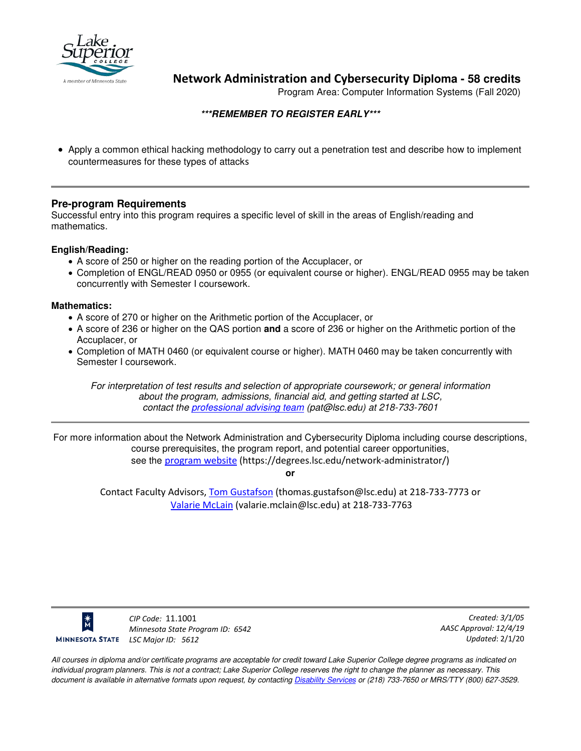# Network Administration and Cybersecurity Diploma - 58 credits

Program Area: Computer Information Systems (Fall 2020)

***\*\*\*REMEMBER TO REGISTER EARLY\*\*\****

- Apply a common ethical hacking methodology to carry out a penetration test and describe how to implement countermeasures for these types of attacks

---

## Pre-program Requirements

Successful entry into this program requires a specific level of skill in the areas of English/reading and mathematics.

**English/Reading:**

- A score of 250 or higher on the reading portion of the Accuplacer, or
- Completion of ENGL/READ 0950 or 0955 (or equivalent course or higher). ENGL/READ 0955 may be taken concurrently with Semester I coursework.

**Mathematics:**

- A score of 270 or higher on the Arithmetic portion of the Accuplacer, or
- A score of 236 or higher on the QAS portion **and** a score of 236 or higher on the Arithmetic portion of the Accuplacer, or
- Completion of MATH 0460 (or equivalent course or higher). MATH 0460 may be taken concurrently with Semester I coursework.

*For interpretation of test results and selection of appropriate coursework; or general information about the program, admissions, financial aid, and getting started at LSC, contact the professional advising team (pat@lsc.edu) at 218-733-7601*

---

For more information about the Network Administration and Cybersecurity Diploma including course descriptions, course prerequisites, the program report, and potential career opportunities, see the program website (https://degrees.lsc.edu/network-administrator/)

**or**

Contact Faculty Advisors, Tom Gustafson (thomas.gustafson@lsc.edu) at 218-733-7773 or Valarie McLain (valarie.mclain@lsc.edu) at 218-733-7763

---

MINNESOTA STATE

*CIP Code:* 11.1001
*Minnesota State Program ID: 6542*
*LSC Major ID: 5612*

*Created: 3/1/05*
*AASC Approval: 12/4/19*
*Updated*: 2/1/20

*All courses in diploma and/or certificate programs are acceptable for credit toward Lake Superior College degree programs as indicated on individual program planners. This is not a contract; Lake Superior College reserves the right to change the planner as necessary. This document is available in alternative formats upon request, by contacting Disability Services or (218) 733-7650 or MRS/TTY (800) 627-3529.*